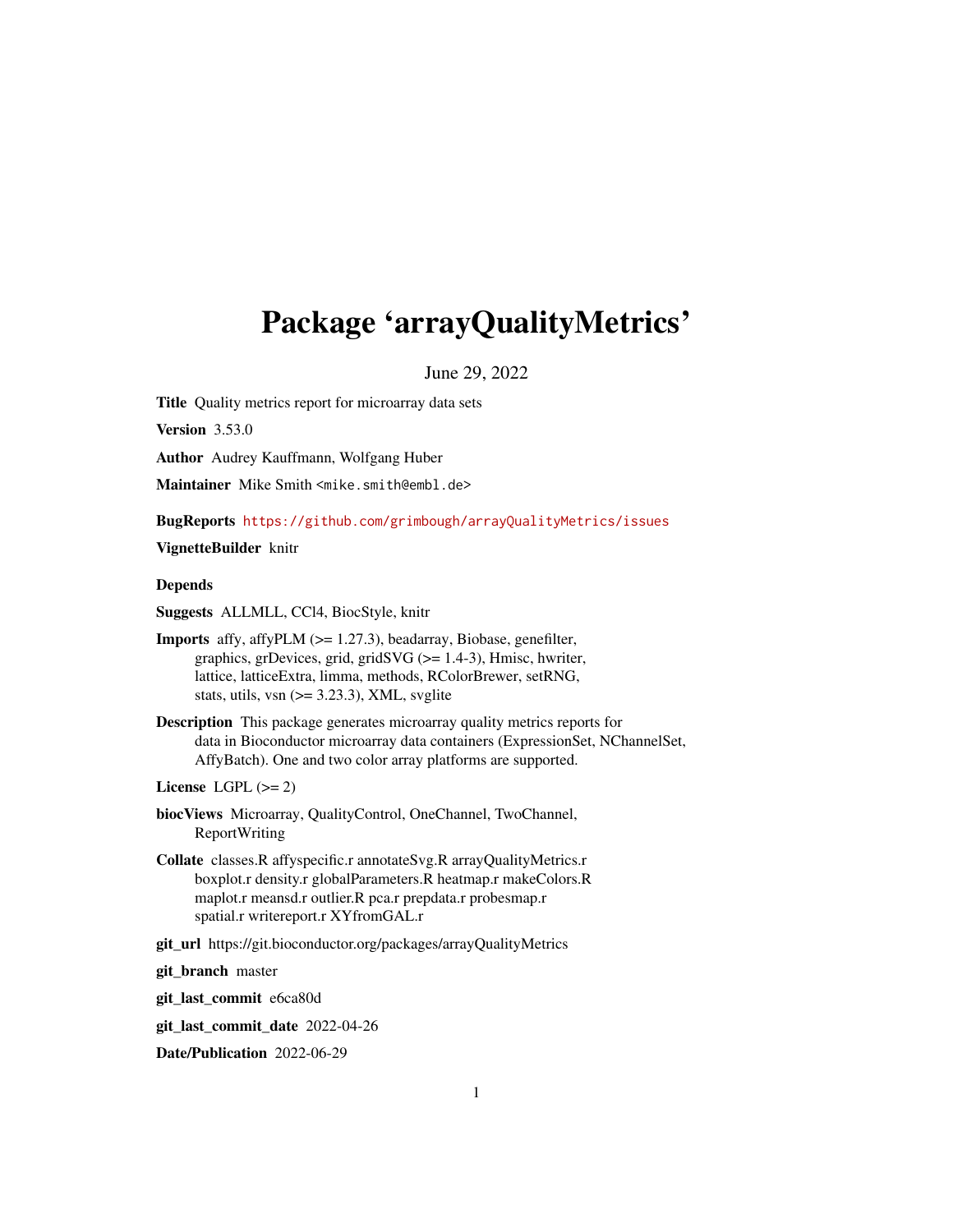# Package 'arrayQualityMetrics'

June 29, 2022

**Title** Quality metrics report for microarray data sets

**Version** 3.53.0

**Author** Audrey Kauffmann, Wolfgang Huber

**Maintainer** Mike Smith <mike.smith@embl.de>

**BugReports** https://github.com/grimbough/arrayQualityMetrics/issues

**VignetteBuilder** knitr

**Depends**

**Suggests** ALLMLL, CCl4, BiocStyle, knitr

**Imports** affy, affyPLM (>= 1.27.3), beadarray, Biobase, genefilter, graphics, grDevices, grid, gridSVG (>= 1.4-3), Hmisc, hwriter, lattice, latticeExtra, limma, methods, RColorBrewer, setRNG, stats, utils, vsn (>= 3.23.3), XML, svglite

**Description** This package generates microarray quality metrics reports for data in Bioconductor microarray data containers (ExpressionSet, NChannelSet, AffyBatch). One and two color array platforms are supported.

**License** LGPL (>= 2)

**biocViews** Microarray, QualityControl, OneChannel, TwoChannel, ReportWriting

**Collate** classes.R affyspecific.r annotateSvg.R arrayQualityMetrics.r boxplot.r density.r globalParameters.R heatmap.r makeColors.R maplot.r meansd.r outlier.R pca.r prepdata.r probesmap.r spatial.r writereport.r XYfromGAL.r

**git_url** https://git.bioconductor.org/packages/arrayQualityMetrics

**git_branch** master

**git_last_commit** e6ca80d

**git_last_commit_date** 2022-04-26

**Date/Publication** 2022-06-29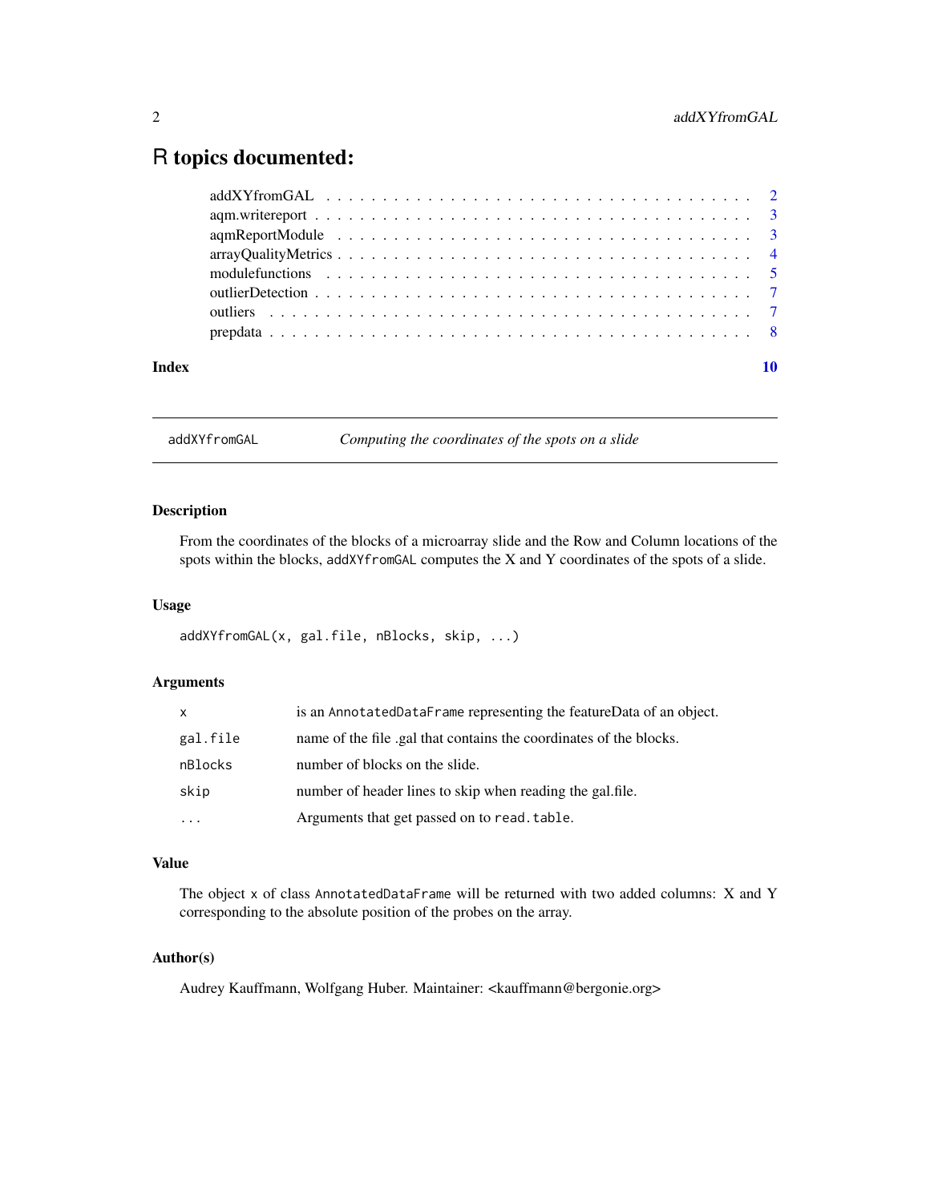# R topics documented:

| | |
|---|---|
| addXYfromGAL | 2 |
| aqm.writereport | 3 |
| aqmReportModule | 3 |
| arrayQualityMetrics | 4 |
| modulefunctions | 5 |
| outlierDetection | 7 |
| outliers | 7 |
| prepdata | 8 |
| **Index** | **10** |

---

## addXYfromGAL — *Computing the coordinates of the spots on a slide*

### Description

From the coordinates of the blocks of a microarray slide and the Row and Column locations of the spots within the blocks, `addXYfromGAL` computes the X and Y coordinates of the spots of a slide.

### Usage

```
addXYfromGAL(x, gal.file, nBlocks, skip, ...)
```

### Arguments

| | |
|---|---|
| `x` | is an `AnnotatedDataFrame` representing the featureData of an object. |
| `gal.file` | name of the file .gal that contains the coordinates of the blocks. |
| `nBlocks` | number of blocks on the slide. |
| `skip` | number of header lines to skip when reading the gal.file. |
| `...` | Arguments that get passed on to `read.table`. |

### Value

The object `x` of class `AnnotatedDataFrame` will be returned with two added columns: X and Y corresponding to the absolute position of the probes on the array.

### Author(s)

Audrey Kauffmann, Wolfgang Huber. Maintainer: <kauffmann@bergonie.org>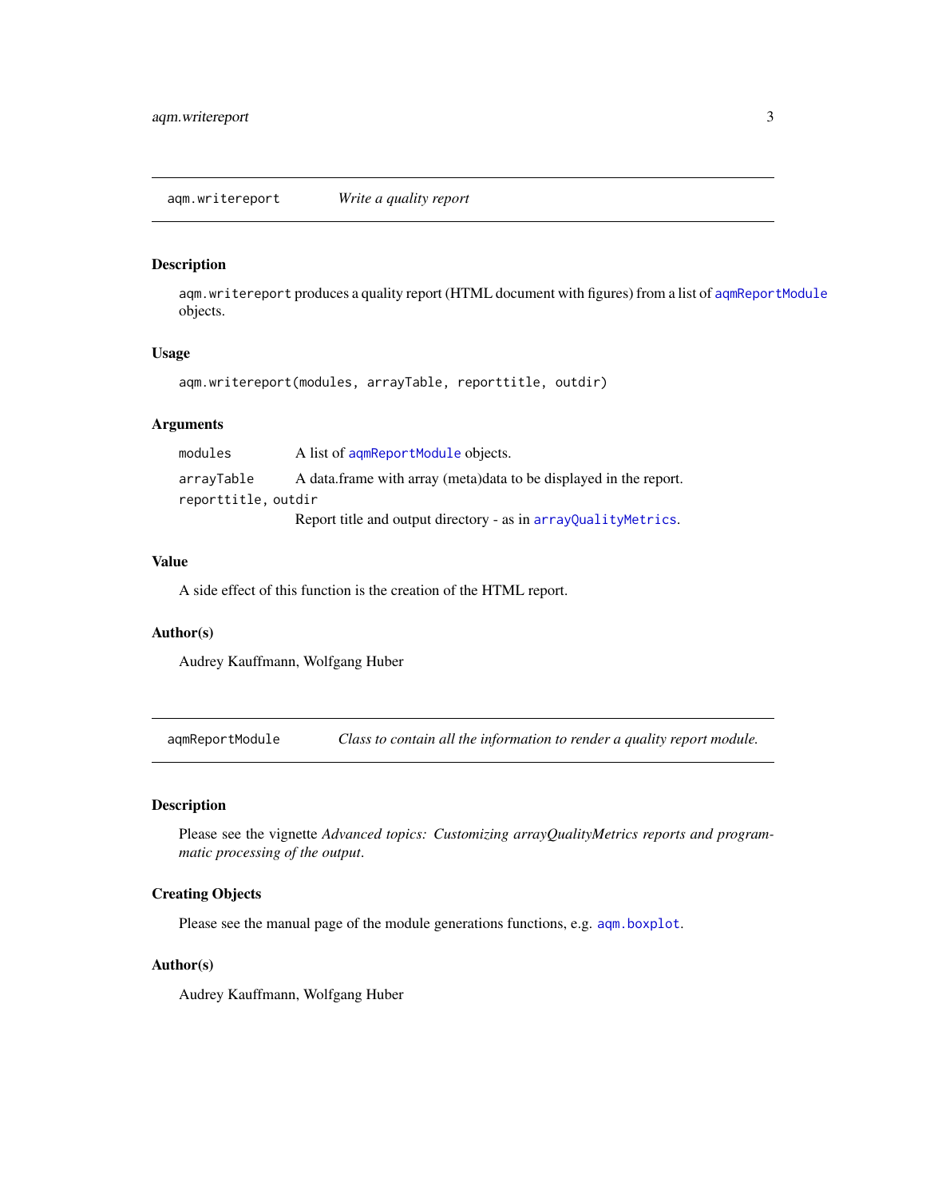## aqm.writereport — *Write a quality report*

### Description

`aqm.writereport` produces a quality report (HTML document with figures) from a list of `aqmReportModule` objects.

### Usage

```
aqm.writereport(modules, arrayTable, reporttitle, outdir)
```

### Arguments

| | |
|---|---|
| `modules` | A list of `aqmReportModule` objects. |
| `arrayTable` | A data.frame with array (meta)data to be displayed in the report. |
| `reporttitle, outdir` | Report title and output directory - as in `arrayQualityMetrics`. |

### Value

A side effect of this function is the creation of the HTML report.

### Author(s)

Audrey Kauffmann, Wolfgang Huber

## aqmReportModule — *Class to contain all the information to render a quality report module.*

### Description

Please see the vignette *Advanced topics: Customizing arrayQualityMetrics reports and programmatic processing of the output*.

### Creating Objects

Please see the manual page of the module generations functions, e.g. `aqm.boxplot`.

### Author(s)

Audrey Kauffmann, Wolfgang Huber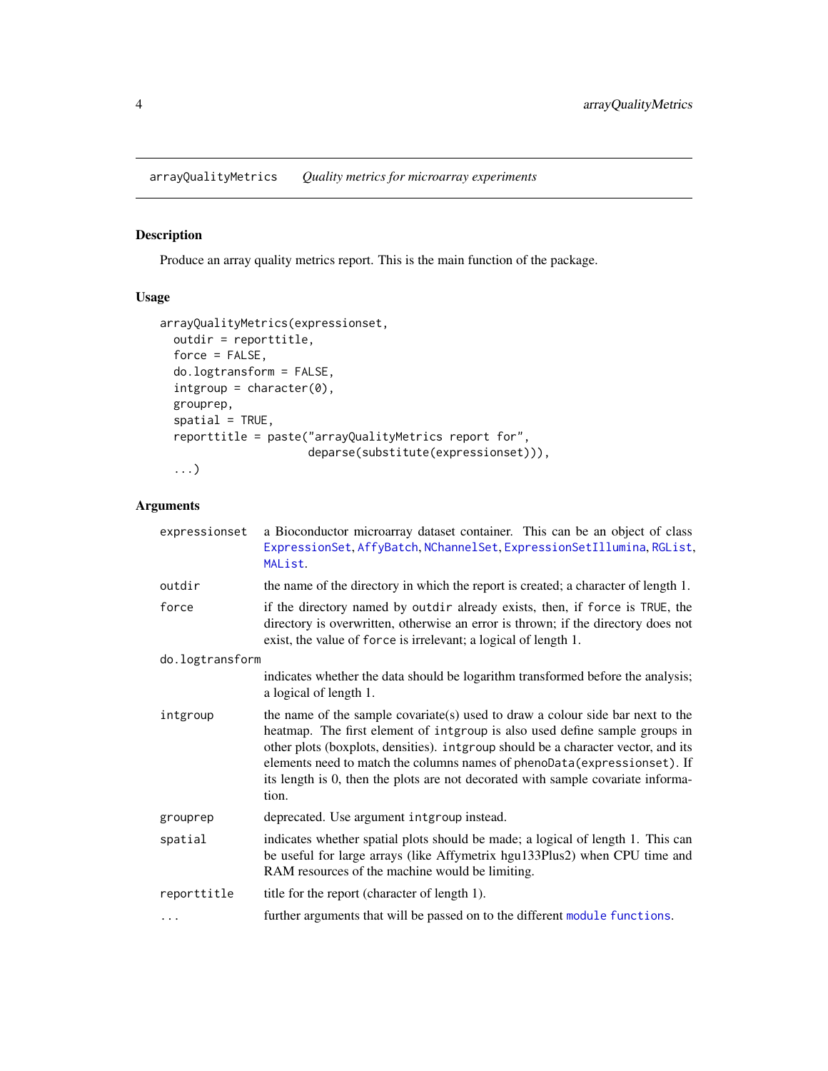`arrayQualityMetrics` *Quality metrics for microarray experiments*

### Description

Produce an array quality metrics report. This is the main function of the package.

### Usage

```
arrayQualityMetrics(expressionset,
  outdir = reporttitle,
  force = FALSE,
  do.logtransform = FALSE,
  intgroup = character(0),
  grouprep,
  spatial = TRUE,
  reporttitle = paste("arrayQualityMetrics report for",
                      deparse(substitute(expressionset))),
  ...)
```

### Arguments

| Argument | Description |
| --- | --- |
| `expressionset` | a Bioconductor microarray dataset container. This can be an object of class `ExpressionSet`, `AffyBatch`, `NChannelSet`, `ExpressionSetIllumina`, `RGList`, `MAList`. |
| `outdir` | the name of the directory in which the report is created; a character of length 1. |
| `force` | if the directory named by `outdir` already exists, then, if `force` is `TRUE`, the directory is overwritten, otherwise an error is thrown; if the directory does not exist, the value of `force` is irrelevant; a logical of length 1. |
| `do.logtransform` | indicates whether the data should be logarithm transformed before the analysis; a logical of length 1. |
| `intgroup` | the name of the sample covariate(s) used to draw a colour side bar next to the heatmap. The first element of `intgroup` is also used define sample groups in other plots (boxplots, densities). `intgroup` should be a character vector, and its elements need to match the columns names of `phenoData(expressionset)`. If its length is 0, then the plots are not decorated with sample covariate information. |
| `grouprep` | deprecated. Use argument `intgroup` instead. |
| `spatial` | indicates whether spatial plots should be made; a logical of length 1. This can be useful for large arrays (like Affymetrix hgu133Plus2) when CPU time and RAM resources of the machine would be limiting. |
| `reporttitle` | title for the report (character of length 1). |
| `...` | further arguments that will be passed on to the different `module functions`. |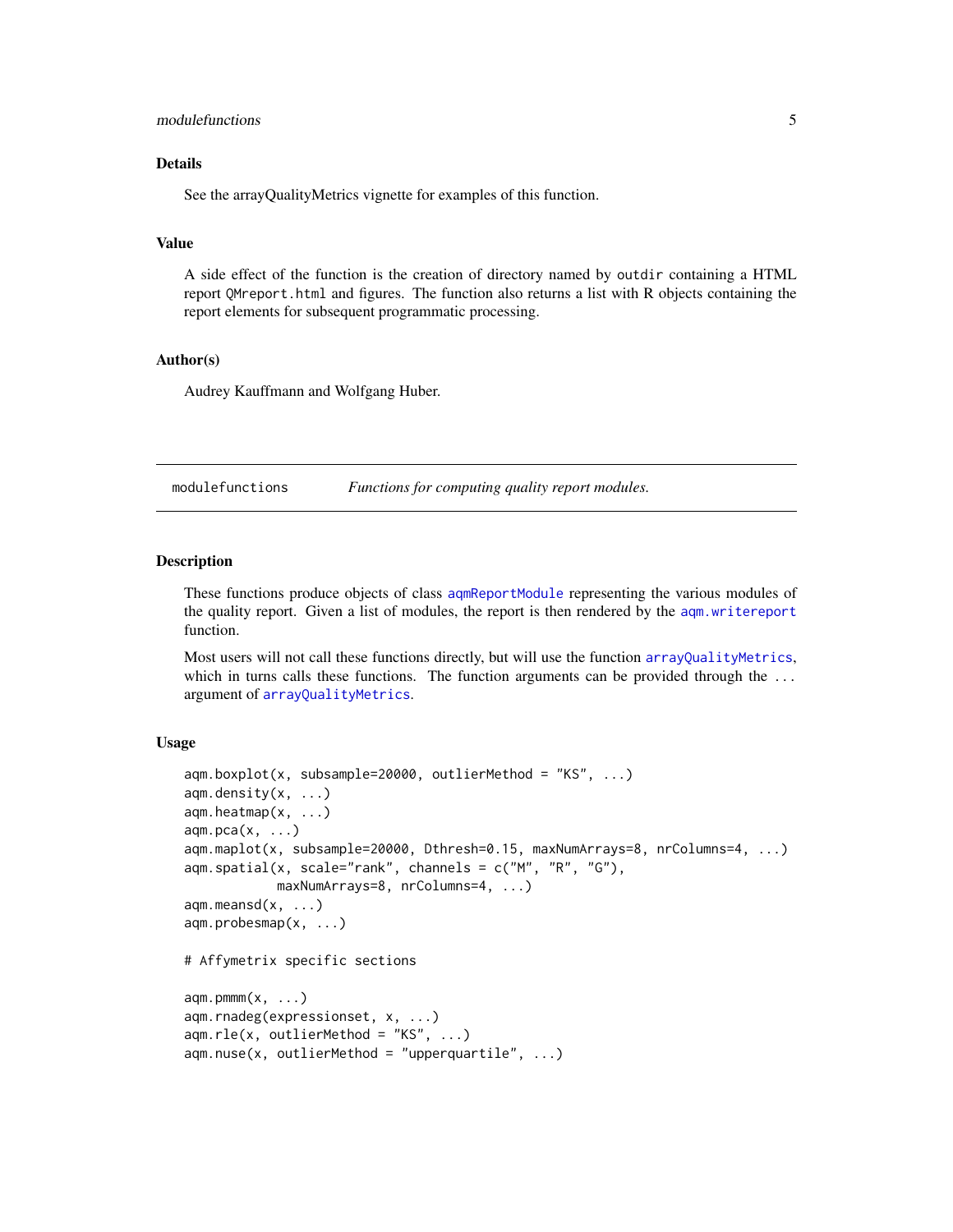### Details

See the arrayQualityMetrics vignette for examples of this function.

### Value

A side effect of the function is the creation of directory named by `outdir` containing a HTML report `QMreport.html` and figures. The function also returns a list with R objects containing the report elements for subsequent programmatic processing.

### Author(s)

Audrey Kauffmann and Wolfgang Huber.

---

## modulefunctions — *Functions for computing quality report modules.*

---

### Description

These functions produce objects of class `aqmReportModule` representing the various modules of the quality report. Given a list of modules, the report is then rendered by the `aqm.writereport` function.

Most users will not call these functions directly, but will use the function `arrayQualityMetrics`, which in turns calls these functions. The function arguments can be provided through the `...` argument of `arrayQualityMetrics`.

### Usage

```
aqm.boxplot(x, subsample=20000, outlierMethod = "KS", ...)
aqm.density(x, ...)
aqm.heatmap(x, ...)
aqm.pca(x, ...)
aqm.maplot(x, subsample=20000, Dthresh=0.15, maxNumArrays=8, nrColumns=4, ...)
aqm.spatial(x, scale="rank", channels = c("M", "R", "G"),
            maxNumArrays=8, nrColumns=4, ...)
aqm.meansd(x, ...)
aqm.probesmap(x, ...)

# Affymetrix specific sections

aqm.pmmm(x, ...)
aqm.rnadeg(expressionset, x, ...)
aqm.rle(x, outlierMethod = "KS", ...)
aqm.nuse(x, outlierMethod = "upperquartile", ...)
```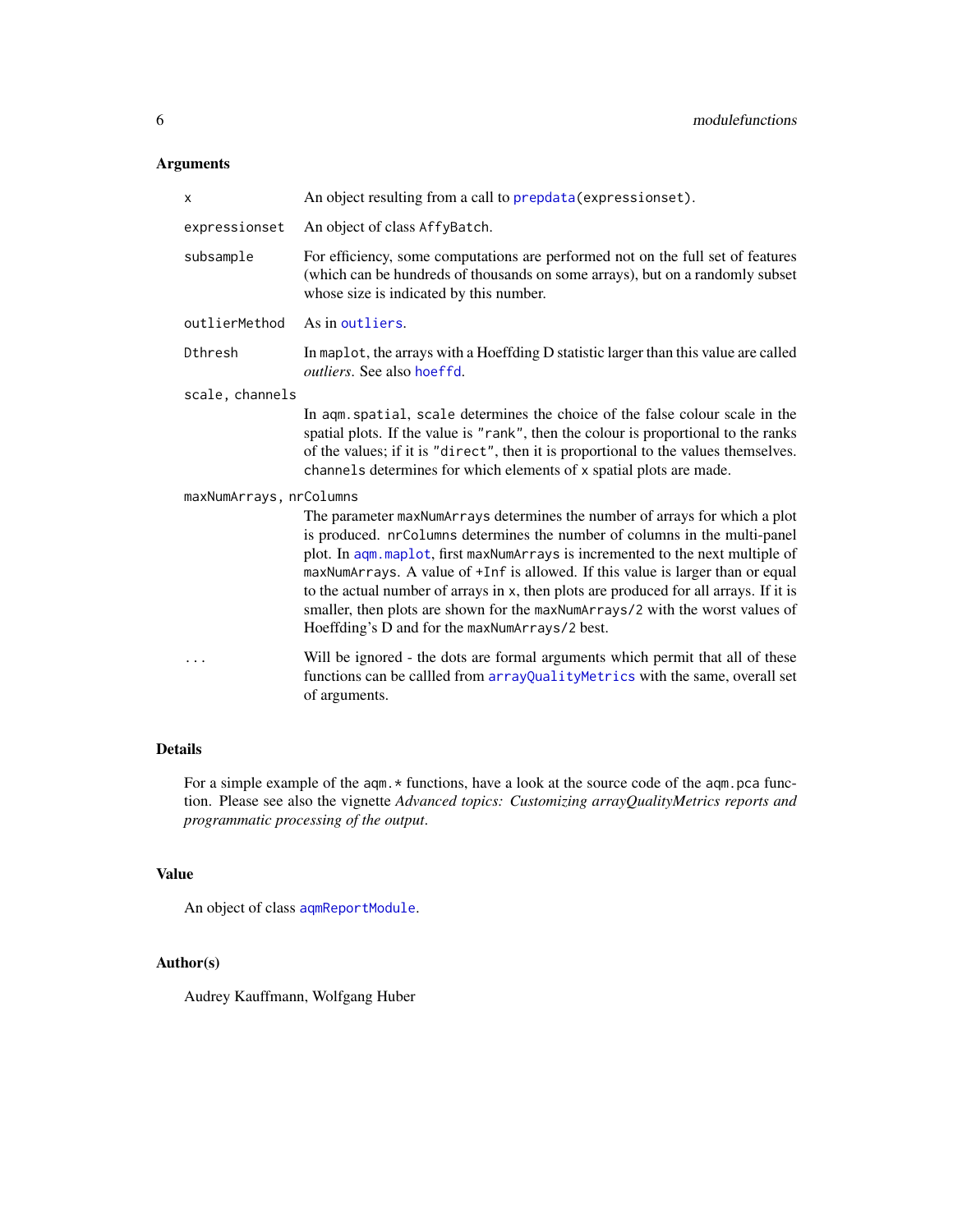## Arguments

- `x` — An object resulting from a call to `prepdata(expressionset)`.
- `expressionset` — An object of class `AffyBatch`.
- `subsample` — For efficiency, some computations are performed not on the full set of features (which can be hundreds of thousands on some arrays), but on a randomly subset whose size is indicated by this number.
- `outlierMethod` — As in `outliers`.
- `Dthresh` — In `maplot`, the arrays with a Hoeffding D statistic larger than this value are called *outliers*. See also `hoeffd`.
- `scale, channels` — In `aqm.spatial`, `scale` determines the choice of the false colour scale in the spatial plots. If the value is `"rank"`, then the colour is proportional to the ranks of the values; if it is `"direct"`, then it is proportional to the values themselves. `channels` determines for which elements of `x` spatial plots are made.
- `maxNumArrays, nrColumns` — The parameter `maxNumArrays` determines the number of arrays for which a plot is produced. `nrColumns` determines the number of columns in the multi-panel plot. In `aqm.maplot`, first `maxNumArrays` is incremented to the next multiple of `maxNumArrays`. A value of `+Inf` is allowed. If this value is larger than or equal to the actual number of arrays in `x`, then plots are produced for all arrays. If it is smaller, then plots are shown for the `maxNumArrays/2` with the worst values of Hoeffding's D and for the `maxNumArrays/2` best.
- `...` — Will be ignored - the dots are formal arguments which permit that all of these functions can be callled from `arrayQualityMetrics` with the same, overall set of arguments.

## Details

For a simple example of the `aqm.*` functions, have a look at the source code of the `aqm.pca` function. Please see also the vignette *Advanced topics: Customizing arrayQualityMetrics reports and programmatic processing of the output*.

## Value

An object of class `aqmReportModule`.

## Author(s)

Audrey Kauffmann, Wolfgang Huber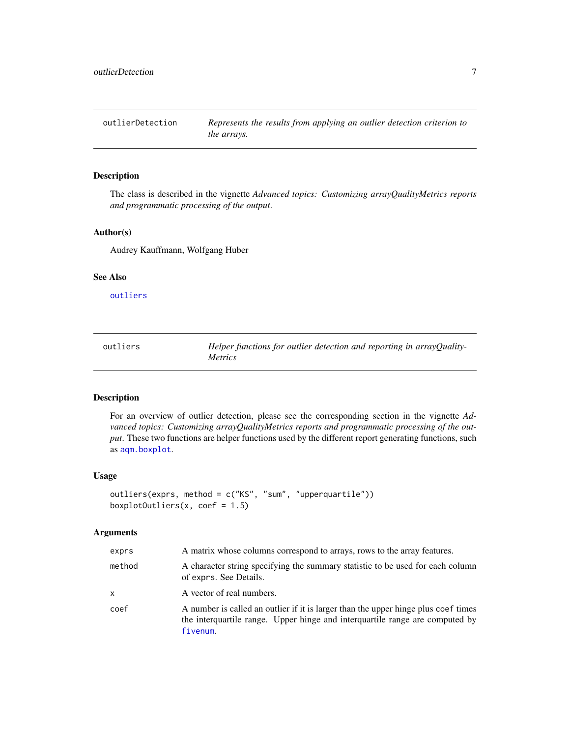## outlierDetection

*Represents the results from applying an outlier detection criterion to the arrays.*

### Description

The class is described in the vignette *Advanced topics: Customizing arrayQualityMetrics reports and programmatic processing of the output*.

### Author(s)

Audrey Kauffmann, Wolfgang Huber

### See Also

outliers

## outliers

*Helper functions for outlier detection and reporting in arrayQualityMetrics*

### Description

For an overview of outlier detection, please see the corresponding section in the vignette *Advanced topics: Customizing arrayQualityMetrics reports and programmatic processing of the output*. These two functions are helper functions used by the different report generating functions, such as aqm.boxplot.

### Usage

```
outliers(exprs, method = c("KS", "sum", "upperquartile"))
boxplotOutliers(x, coef = 1.5)
```

### Arguments

| | |
|---|---|
| exprs | A matrix whose columns correspond to arrays, rows to the array features. |
| method | A character string specifying the summary statistic to be used for each column of exprs. See Details. |
| x | A vector of real numbers. |
| coef | A number is called an outlier if it is larger than the upper hinge plus coef times the interquartile range. Upper hinge and interquartile range are computed by fivenum. |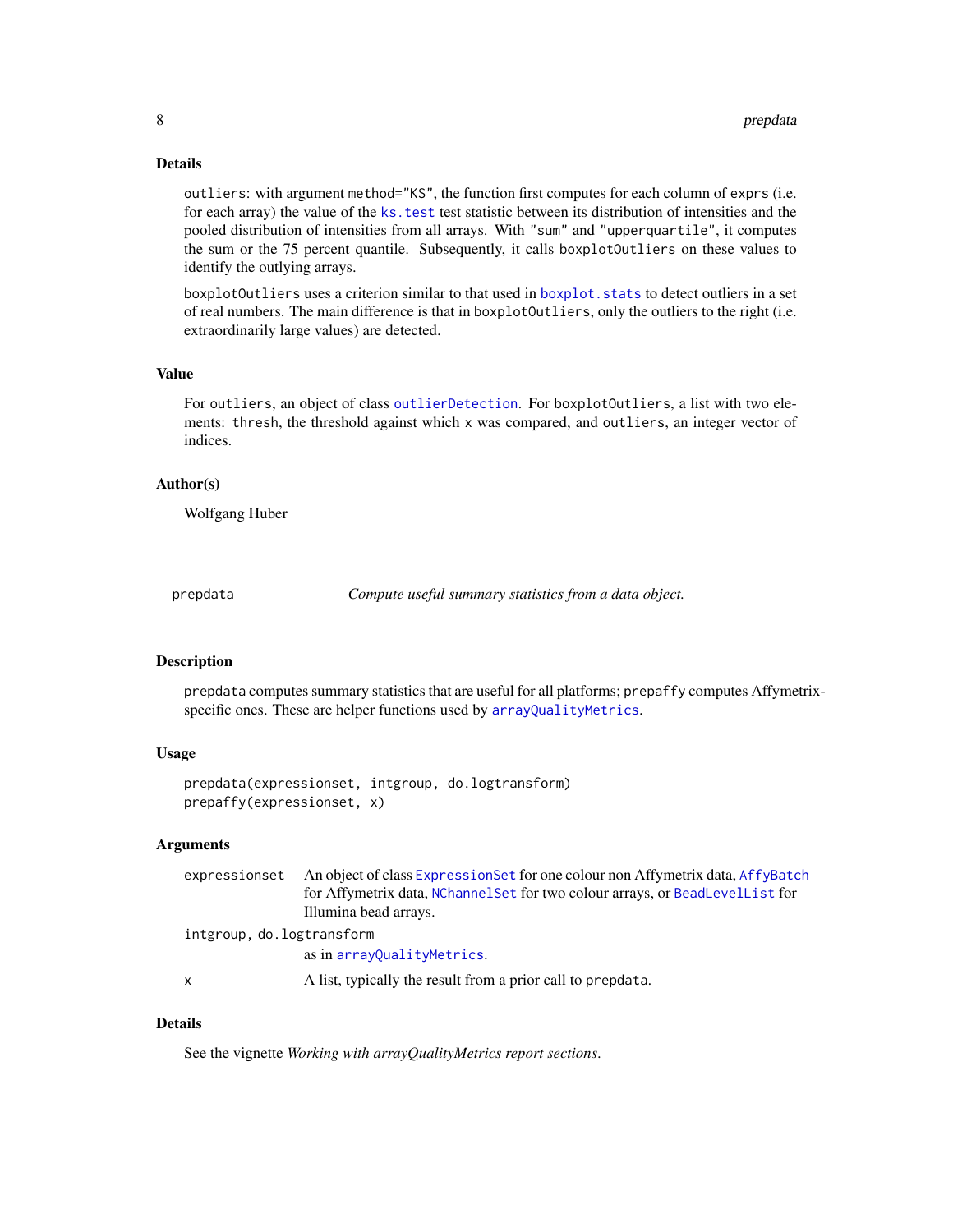### Details

`outliers`: with argument `method="KS"`, the function first computes for each column of `exprs` (i.e. for each array) the value of the `ks.test` test statistic between its distribution of intensities and the pooled distribution of intensities from all arrays. With `"sum"` and `"upperquartile"`, it computes the sum or the 75 percent quantile. Subsequently, it calls `boxplotOutliers` on these values to identify the outlying arrays.

`boxplotOutliers` uses a criterion similar to that used in `boxplot.stats` to detect outliers in a set of real numbers. The main difference is that in `boxplotOutliers`, only the outliers to the right (i.e. extraordinarily large values) are detected.

### Value

For `outliers`, an object of class `outlierDetection`. For `boxplotOutliers`, a list with two elements: `thresh`, the threshold against which `x` was compared, and `outliers`, an integer vector of indices.

### Author(s)

Wolfgang Huber

---

## prepdata — *Compute useful summary statistics from a data object.*

---

### Description

`prepdata` computes summary statistics that are useful for all platforms; `prepaffy` computes Affymetrix-specific ones. These are helper functions used by `arrayQualityMetrics`.

### Usage

```
prepdata(expressionset, intgroup, do.logtransform)
prepaffy(expressionset, x)
```

### Arguments

| | |
|---|---|
| `expressionset` | An object of class `ExpressionSet` for one colour non Affymetrix data, `AffyBatch` for Affymetrix data, `NChannelSet` for two colour arrays, or `BeadLevelList` for Illumina bead arrays. |
| `intgroup, do.logtransform` | as in `arrayQualityMetrics`. |
| `x` | A list, typically the result from a prior call to `prepdata`. |

### Details

See the vignette *Working with arrayQualityMetrics report sections*.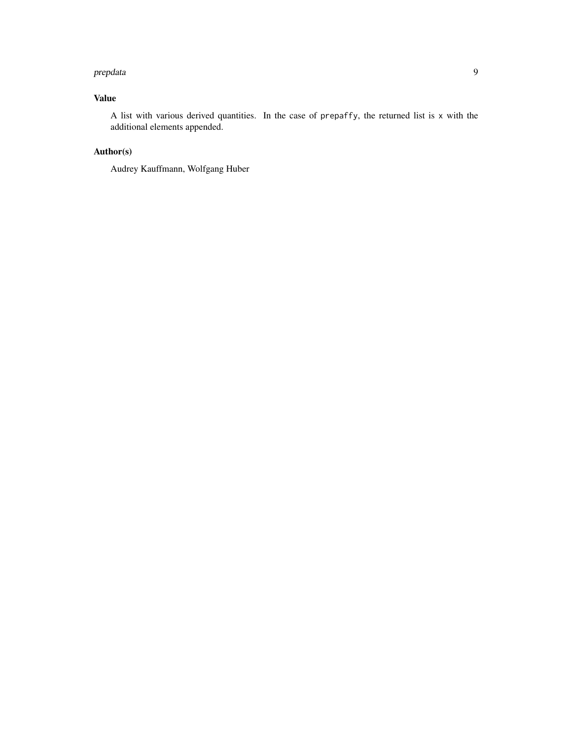## Value

A list with various derived quantities. In the case of `prepaffy`, the returned list is `x` with the additional elements appended.

## Author(s)

Audrey Kauffmann, Wolfgang Huber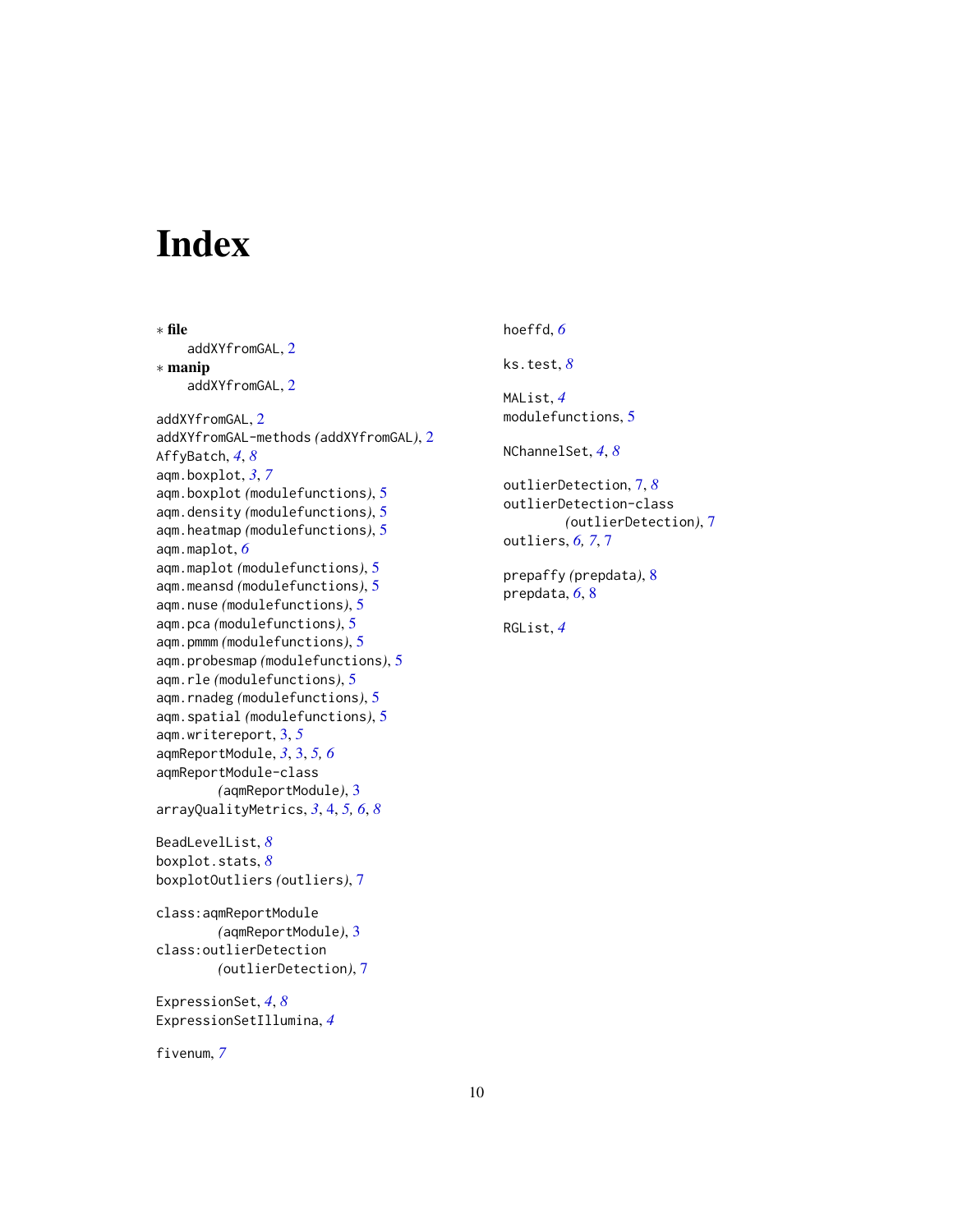# Index

∗ **file**
addXYfromGAL, 2

∗ **manip**
addXYfromGAL, 2

addXYfromGAL, 2
addXYfromGAL-methods *(*addXYfromGAL*)*, 2
AffyBatch, *4*, *8*
aqm.boxplot, *3*, *7*
aqm.boxplot *(*modulefunctions*)*, 5
aqm.density *(*modulefunctions*)*, 5
aqm.heatmap *(*modulefunctions*)*, 5
aqm.maplot, *6*
aqm.maplot *(*modulefunctions*)*, 5
aqm.meansd *(*modulefunctions*)*, 5
aqm.nuse *(*modulefunctions*)*, 5
aqm.pca *(*modulefunctions*)*, 5
aqm.pmmm *(*modulefunctions*)*, 5
aqm.probesmap *(*modulefunctions*)*, 5
aqm.rle *(*modulefunctions*)*, 5
aqm.rnadeg *(*modulefunctions*)*, 5
aqm.spatial *(*modulefunctions*)*, 5
aqm.writereport, 3, *5*
aqmReportModule, *3*, 3, *5, 6*
aqmReportModule-class *(*aqmReportModule*)*, 3
arrayQualityMetrics, *3*, 4, *5, 6*, *8*

BeadLevelList, *8*
boxplot.stats, *8*
boxplotOutliers *(*outliers*)*, 7

class:aqmReportModule *(*aqmReportModule*)*, 3
class:outlierDetection *(*outlierDetection*)*, 7

ExpressionSet, *4*, *8*
ExpressionSetIllumina, *4*

fivenum, *7*

hoeffd, *6*

ks.test, *8*

MAList, *4*
modulefunctions, 5

NChannelSet, *4*, *8*

outlierDetection, 7, *8*
outlierDetection-class *(*outlierDetection*)*, 7
outliers, *6, 7*, 7

prepaffy *(*prepdata*)*, 8
prepdata, *6*, 8

RGList, *4*